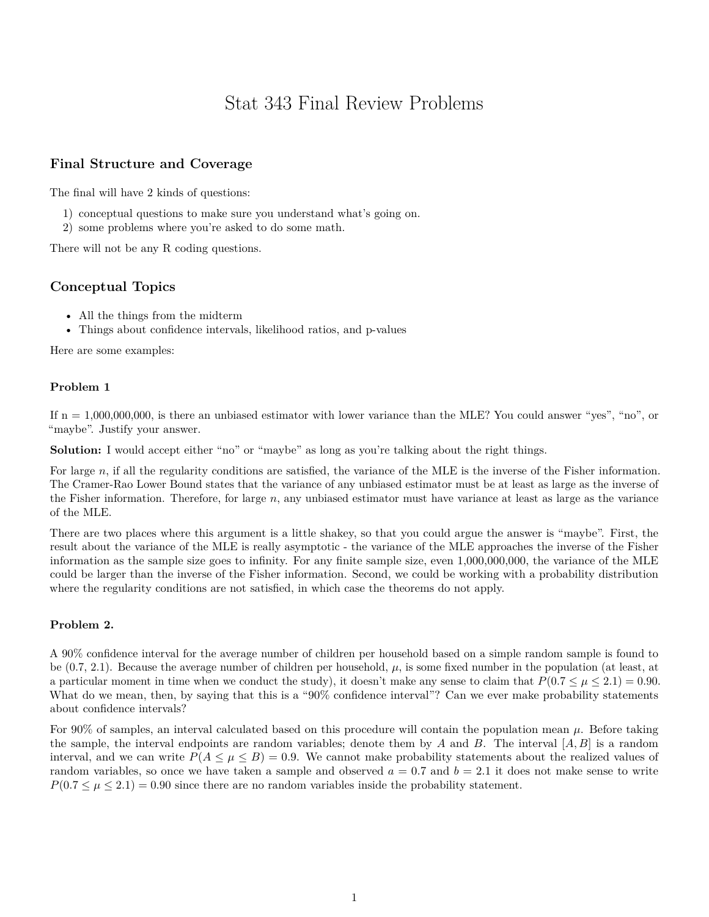# Stat 343 Final Review Problems

## Final Structure and Coverage

The final will have 2 kinds of questions:

1) conceptual questions to make sure you understand what's going on.
2) some problems where you're asked to do some math.

There will not be any R coding questions.

## Conceptual Topics

- All the things from the midterm
- Things about confidence intervals, likelihood ratios, and p-values

Here are some examples:

### Problem 1

If n = 1,000,000,000, is there an unbiased estimator with lower variance than the MLE? You could answer "yes", "no", or "maybe". Justify your answer.

**Solution:** I would accept either "no" or "maybe" as long as you're talking about the right things.

For large $n$, if all the regularity conditions are satisfied, the variance of the MLE is the inverse of the Fisher information. The Cramer-Rao Lower Bound states that the variance of any unbiased estimator must be at least as large as the inverse of the Fisher information. Therefore, for large $n$, any unbiased estimator must have variance at least as large as the variance of the MLE.

There are two places where this argument is a little shakey, so that you could argue the answer is "maybe". First, the result about the variance of the MLE is really asymptotic - the variance of the MLE approaches the inverse of the Fisher information as the sample size goes to infinity. For any finite sample size, even 1,000,000,000, the variance of the MLE could be larger than the inverse of the Fisher information. Second, we could be working with a probability distribution where the regularity conditions are not satisfied, in which case the theorems do not apply.

### Problem 2.

A 90% confidence interval for the average number of children per household based on a simple random sample is found to be (0.7, 2.1). Because the average number of children per household, $\mu$, is some fixed number in the population (at least, at a particular moment in time when we conduct the study), it doesn't make any sense to claim that $P(0.7 \leq \mu \leq 2.1) = 0.90$. What do we mean, then, by saying that this is a "90% confidence interval"? Can we ever make probability statements about confidence intervals?

For 90% of samples, an interval calculated based on this procedure will contain the population mean $\mu$. Before taking the sample, the interval endpoints are random variables; denote them by $A$ and $B$. The interval $[A, B]$ is a random interval, and we can write $P(A \leq \mu \leq B) = 0.9$. We cannot make probability statements about the realized values of random variables, so once we have taken a sample and observed $a = 0.7$ and $b = 2.1$ it does not make sense to write $P(0.7 \leq \mu \leq 2.1) = 0.90$ since there are no random variables inside the probability statement.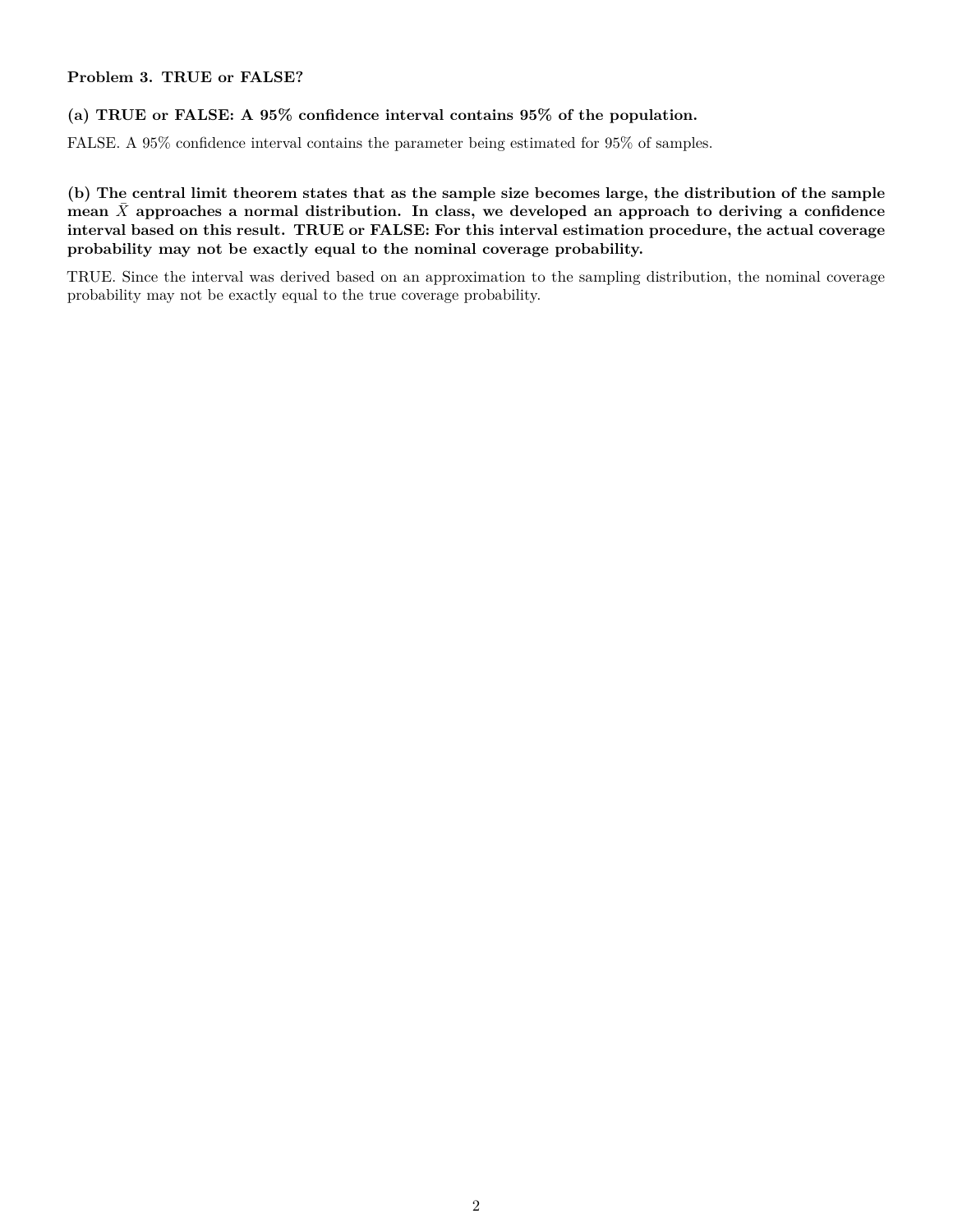**Problem 3. TRUE or FALSE?**

**(a) TRUE or FALSE: A 95% confidence interval contains 95% of the population.**

FALSE. A 95% confidence interval contains the parameter being estimated for 95% of samples.

**(b) The central limit theorem states that as the sample size becomes large, the distribution of the sample mean $\bar{X}$ approaches a normal distribution. In class, we developed an approach to deriving a confidence interval based on this result. TRUE or FALSE: For this interval estimation procedure, the actual coverage probability may not be exactly equal to the nominal coverage probability.**

TRUE. Since the interval was derived based on an approximation to the sampling distribution, the nominal coverage probability may not be exactly equal to the true coverage probability.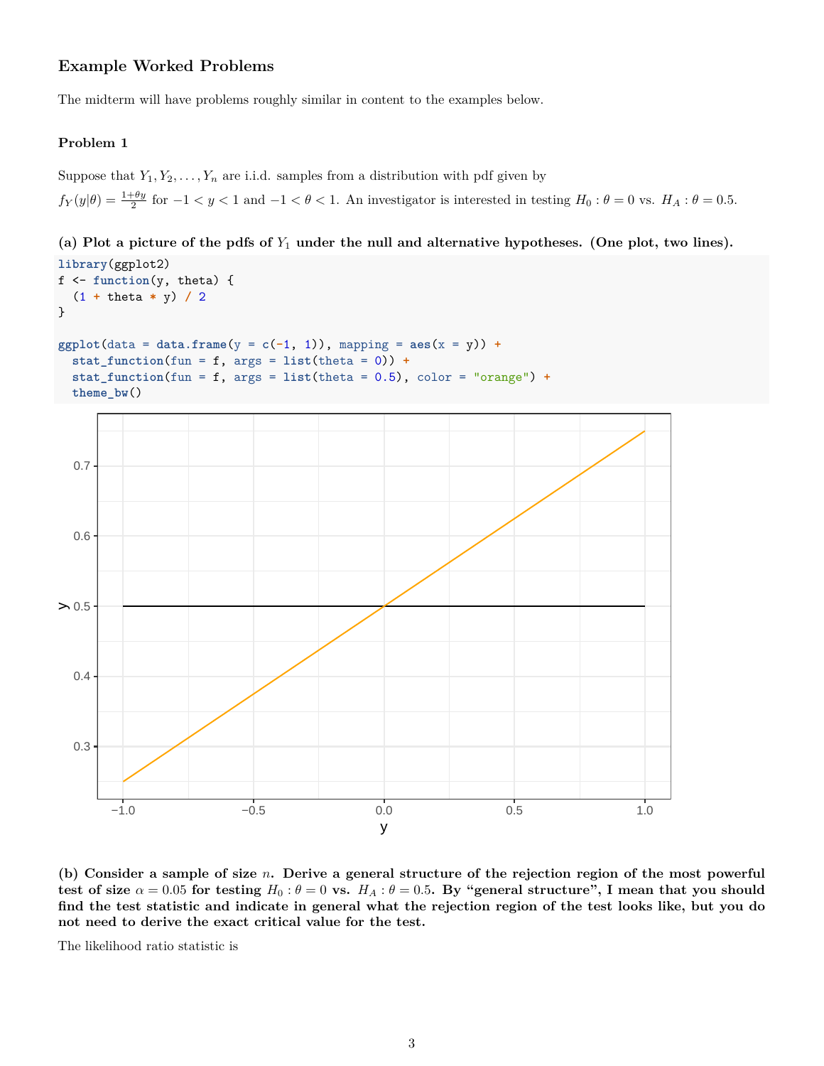## Example Worked Problems

The midterm will have problems roughly similar in content to the examples below.

### Problem 1

Suppose that $Y_1, Y_2, \ldots, Y_n$ are i.i.d. samples from a distribution with pdf given by $f_Y(y|\theta) = \frac{1+\theta y}{2}$ for $-1 < y < 1$ and $-1 < \theta < 1$. An investigator is interested in testing $H_0 : \theta = 0$ vs. $H_A : \theta = 0.5$.

**(a) Plot a picture of the pdfs of $Y_1$ under the null and alternative hypotheses. (One plot, two lines).**

```
library(ggplot2)
f <- function(y, theta) {
  (1 + theta * y) / 2
}

ggplot(data = data.frame(y = c(-1, 1)), mapping = aes(x = y)) +
  stat_function(fun = f, args = list(theta = 0)) +
  stat_function(fun = f, args = list(theta = 0.5), color = "orange") +
  theme_bw()
```

**(b) Consider a sample of size $n$. Derive a general structure of the rejection region of the most powerful test of size $\alpha = 0.05$ for testing $H_0 : \theta = 0$ vs. $H_A : \theta = 0.5$. By "general structure", I mean that you should find the test statistic and indicate in general what the rejection region of the test looks like, but you do not need to derive the exact critical value for the test.**

The likelihood ratio statistic is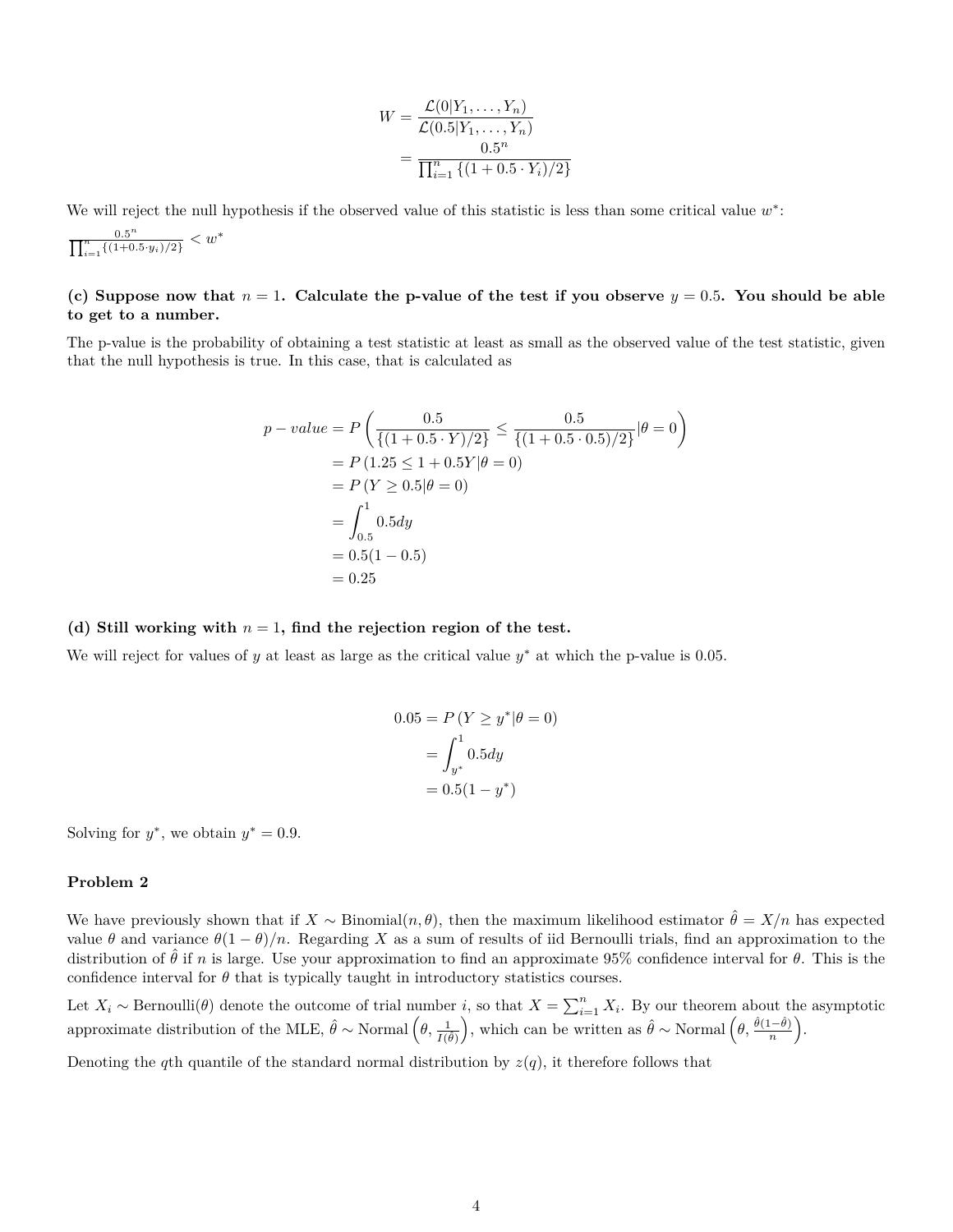$$
\begin{aligned}
W &= \frac{\mathcal{L}(0|Y_1, \ldots, Y_n)}{\mathcal{L}(0.5|Y_1, \ldots, Y_n)} \\
&= \frac{0.5^n}{\prod_{i=1}^n \{(1 + 0.5 \cdot Y_i)/2\}}
\end{aligned}
$$

We will reject the null hypothesis if the observed value of this statistic is less than some critical value $w^*$:

$\frac{0.5^n}{\prod_{i=1}^n \{(1+0.5 \cdot y_i)/2\}} < w^*$

**(c) Suppose now that $n = 1$. Calculate the p-value of the test if you observe $y = 0.5$. You should be able to get to a number.**

The p-value is the probability of obtaining a test statistic at least as small as the observed value of the test statistic, given that the null hypothesis is true. In this case, that is calculated as

$$
\begin{aligned}
p - value &= P\left( \frac{0.5}{\{(1 + 0.5 \cdot Y)/2\}} \leq \frac{0.5}{\{(1 + 0.5 \cdot 0.5)/2\}} | \theta = 0 \right) \\
&= P\left(1.25 \leq 1 + 0.5Y | \theta = 0\right) \\
&= P\left(Y \geq 0.5 | \theta = 0\right) \\
&= \int_{0.5}^{1} 0.5 dy \\
&= 0.5(1 - 0.5) \\
&= 0.25
\end{aligned}
$$

**(d) Still working with $n = 1$, find the rejection region of the test.**

We will reject for values of $y$ at least as large as the critical value $y^*$ at which the p-value is 0.05.

$$
\begin{aligned}
0.05 &= P\left(Y \geq y^* | \theta = 0\right) \\
&= \int_{y^*}^{1} 0.5 dy \\
&= 0.5(1 - y^*)
\end{aligned}
$$

Solving for $y^*$, we obtain $y^* = 0.9$.

**Problem 2**

We have previously shown that if $X \sim \text{Binomial}(n, \theta)$, then the maximum likelihood estimator $\hat{\theta} = X/n$ has expected value $\theta$ and variance $\theta(1 - \theta)/n$. Regarding $X$ as a sum of results of iid Bernoulli trials, find an approximation to the distribution of $\hat{\theta}$ if $n$ is large. Use your approximation to find an approximate 95% confidence interval for $\theta$. This is the confidence interval for $\theta$ that is typically taught in introductory statistics courses.

Let $X_i \sim \text{Bernoulli}(\theta)$ denote the outcome of trial number $i$, so that $X = \sum_{i=1}^n X_i$. By our theorem about the asymptotic approximate distribution of the MLE, $\hat{\theta} \sim \text{Normal}\left(\theta, \frac{1}{I(\hat{\theta})}\right)$, which can be written as $\hat{\theta} \sim \text{Normal}\left(\theta, \frac{\hat{\theta}(1-\hat{\theta})}{n}\right)$.

Denoting the $q$th quantile of the standard normal distribution by $z(q)$, it therefore follows that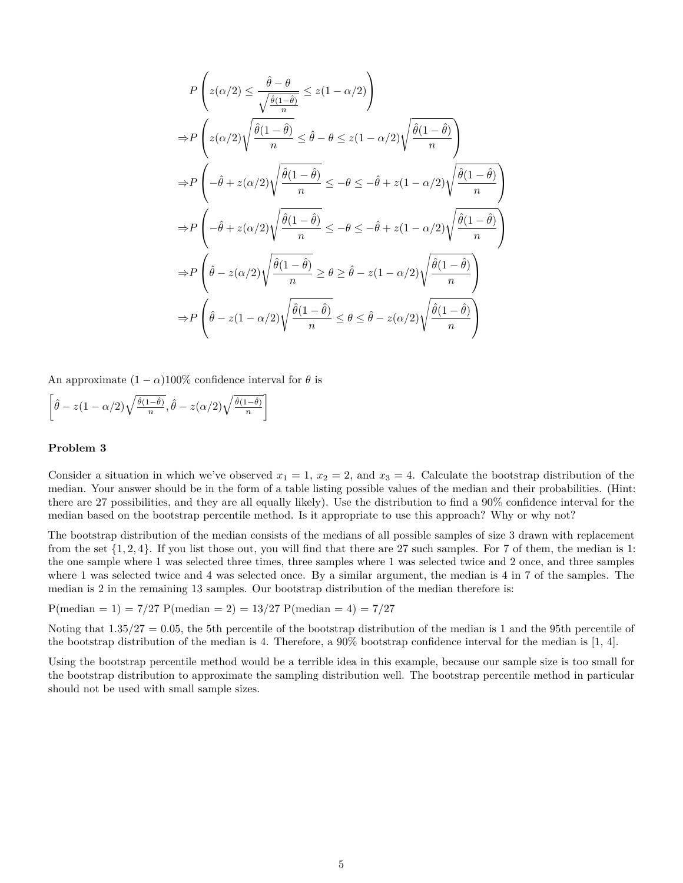$$
P\left(z(\alpha/2) \le \frac{\hat{\theta}-\theta}{\sqrt{\frac{\hat{\theta}(1-\hat{\theta})}{n}}} \le z(1-\alpha/2)\right)
$$

$$
\Rightarrow P\left(z(\alpha/2)\sqrt{\frac{\hat{\theta}(1-\hat{\theta})}{n}} \le \hat{\theta}-\theta \le z(1-\alpha/2)\sqrt{\frac{\hat{\theta}(1-\hat{\theta})}{n}}\right)
$$

$$
\Rightarrow P\left(-\hat{\theta} + z(\alpha/2)\sqrt{\frac{\hat{\theta}(1-\hat{\theta})}{n}} \le -\theta \le -\hat{\theta} + z(1-\alpha/2)\sqrt{\frac{\hat{\theta}(1-\hat{\theta})}{n}}\right)
$$

$$
\Rightarrow P\left(-\hat{\theta} + z(\alpha/2)\sqrt{\frac{\hat{\theta}(1-\hat{\theta})}{n}} \le -\theta \le -\hat{\theta} + z(1-\alpha/2)\sqrt{\frac{\hat{\theta}(1-\hat{\theta})}{n}}\right)
$$

$$
\Rightarrow P\left(\hat{\theta} - z(\alpha/2)\sqrt{\frac{\hat{\theta}(1-\hat{\theta})}{n}} \ge \theta \ge \hat{\theta} - z(1-\alpha/2)\sqrt{\frac{\hat{\theta}(1-\hat{\theta})}{n}}\right)
$$

$$
\Rightarrow P\left(\hat{\theta} - z(1-\alpha/2)\sqrt{\frac{\hat{\theta}(1-\hat{\theta})}{n}} \le \theta \le \hat{\theta} - z(\alpha/2)\sqrt{\frac{\hat{\theta}(1-\hat{\theta})}{n}}\right)
$$

An approximate $(1-\alpha)100\%$ confidence interval for $\theta$ is

$\left[\hat{\theta} - z(1-\alpha/2)\sqrt{\frac{\hat{\theta}(1-\hat{\theta})}{n}}, \hat{\theta} - z(\alpha/2)\sqrt{\frac{\hat{\theta}(1-\hat{\theta})}{n}}\right]$

**Problem 3**

Consider a situation in which we've observed $x_1 = 1$, $x_2 = 2$, and $x_3 = 4$. Calculate the bootstrap distribution of the median. Your answer should be in the form of a table listing possible values of the median and their probabilities. (Hint: there are 27 possibilities, and they are all equally likely). Use the distribution to find a 90% confidence interval for the median based on the bootstrap percentile method. Is it appropriate to use this approach? Why or why not?

The bootstrap distribution of the median consists of the medians of all possible samples of size 3 drawn with replacement from the set $\{1, 2, 4\}$. If you list those out, you will find that there are 27 such samples. For 7 of them, the median is 1: the one sample where 1 was selected three times, three samples where 1 was selected twice and 2 once, and three samples where 1 was selected twice and 4 was selected once. By a similar argument, the median is 4 in 7 of the samples. The median is 2 in the remaining 13 samples. Our bootstrap distribution of the median therefore is:

P(median = 1) = 7/27 P(median = 2) = 13/27 P(median = 4) = 7/27

Noting that $1.35/27 = 0.05$, the 5th percentile of the bootstrap distribution of the median is 1 and the 95th percentile of the bootstrap distribution of the median is 4. Therefore, a 90% bootstrap confidence interval for the median is [1, 4].

Using the bootstrap percentile method would be a terrible idea in this example, because our sample size is too small for the bootstrap distribution to approximate the sampling distribution well. The bootstrap percentile method in particular should not be used with small sample sizes.